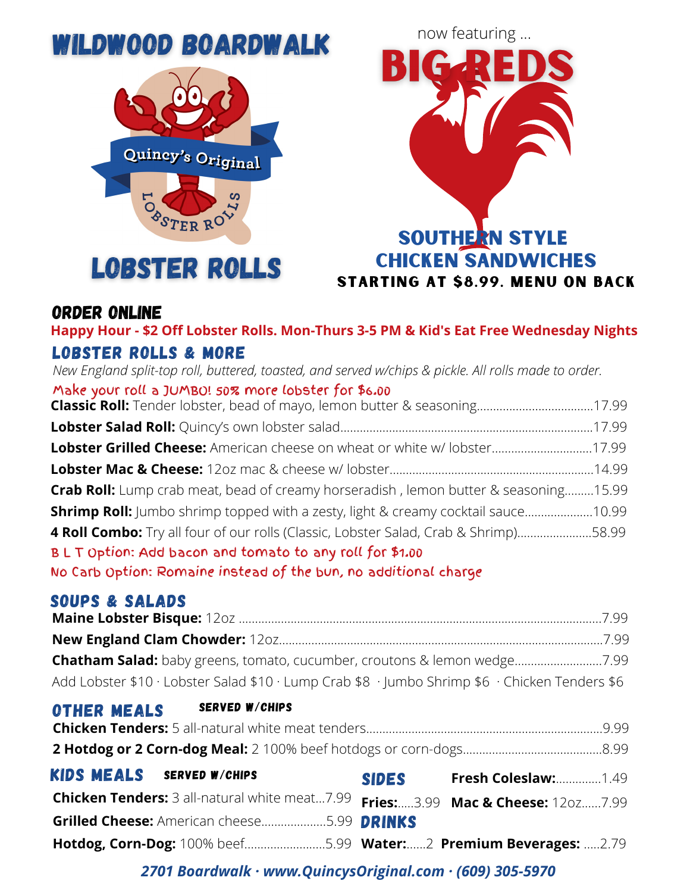# WILDWOOD BOARDWALK

Quincy's Original

LOBSTER ROLLS

# LOBSTER ROLLS

now featuring ...

# BIG REDS

## SOUTHERN STYLE CHICKEN SANDWICHES

**STARTING AT $8.99. MENU ON BACK**

## ORDER ONLINE

**Happy Hour - $2 Off Lobster Rolls. Mon-Thurs 3-5 PM & Kid's Eat Free Wednesday Nights**

## LOBSTER ROLLS & MORE

*New England split-top roll, buttered, toasted, and served w/chips & pickle. All rolls made to order.*

Make your roll a JUMBO! 50% more lobster for $6.00

**Classic Roll:** Tender lobster, bead of mayo, lemon butter & seasoning....................17.99

**Lobster Salad Roll:** Quincy's own lobster salad....................17.99

**Lobster Grilled Cheese:** American cheese on wheat or white w/ lobster....................17.99

**Lobster Mac & Cheese:** 12oz mac & cheese w/ lobster....................14.99

**Crab Roll:** Lump crab meat, bead of creamy horseradish , lemon butter & seasoning.........15.99

**Shrimp Roll:** Jumbo shrimp topped with a zesty, light & creamy cocktail sauce....................10.99

**4 Roll Combo:** Try all four of our rolls (Classic, Lobster Salad, Crab & Shrimp)....................58.99

B L T Option: Add bacon and tomato to any roll for $1.00

No Carb Option: Romaine instead of the bun, no additional charge

## SOUPS & SALADS

**Maine Lobster Bisque:** 12oz....................7.99

**New England Clam Chowder:** 12oz....................7.99

**Chatham Salad:** baby greens, tomato, cucumber, croutons & lemon wedge....................7.99

Add Lobster $10 · Lobster Salad $10 · Lump Crab $8 · Jumbo Shrimp $6 · Chicken Tenders $6

## OTHER MEALS

SERVED W/CHIPS

**Chicken Tenders:** 5 all-natural white meat tenders....................9.99

**2 Hotdog or 2 Corn-dog Meal:** 2 100% beef hotdogs or corn-dogs....................8.99

## KIDS MEALS

SERVED W/CHIPS

**Chicken Tenders:** 3 all-natural white meat...7.99

**Grilled Cheese:** American cheese....................5.99

**Hotdog, Corn-Dog:** 100% beef....................5.99

## SIDES

**Fresh Coleslaw:**..............1.49

**Fries:**.....3.99

**Mac & Cheese:** 12oz......7.99

## DRINKS

**Water:**......2

**Premium Beverages:** .....2.79

*2701 Boardwalk · www.QuincysOriginal.com · (609) 305-5970*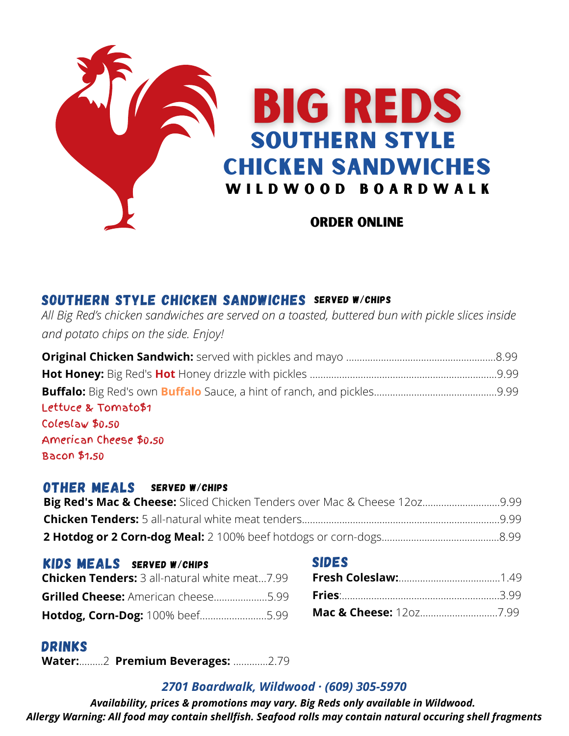# BIG REDS

## SOUTHERN STYLE CHICKEN SANDWICHES

**WILDWOOD BOARDWALK**

**ORDER ONLINE**

## SOUTHERN STYLE CHICKEN SANDWICHES SERVED W/CHIPS

*All Big Red's chicken sandwiches are served on a toasted, buttered bun with pickle slices inside and potato chips on the side. Enjoy!*

**Original Chicken Sandwich:** served with pickles and mayo ........................................................8.99

**Hot Honey:** Big Red's **Hot** Honey drizzle with pickles .....................................................................9.99

**Buffalo:** Big Red's own **Buffalo** Sauce, a hint of ranch, and pickles.............................................9.99

Lettuce & Tomato$1

Coleslaw $0.50

American Cheese $0.50

Bacon $1.50

## OTHER MEALS SERVED W/CHIPS

**Big Red's Mac & Cheese:** Sliced Chicken Tenders over Mac & Cheese 12oz.............................9.99

**Chicken Tenders:** 5 all-natural white meat tenders..........................................................................9.99

**2 Hotdog or 2 Corn-dog Meal:** 2 100% beef hotdogs or corn-dogs...........................................8.99

## KIDS MEALS SERVED W/CHIPS

**Chicken Tenders:** 3 all-natural white meat...7.99

**Grilled Cheese:** American cheese....................5.99

**Hotdog, Corn-Dog:** 100% beef.........................5.99

## SIDES

**Fresh Coleslaw:**......................................1.49

**Fries**:...........................................................3.99

**Mac & Cheese:** 12oz.............................7.99

## DRINKS

**Water:**.........2 **Premium Beverages:** .............2.79

***2701 Boardwalk, Wildwood · (609) 305-5970***

***Availability, prices & promotions may vary. Big Reds only available in Wildwood.***

***Allergy Warning: All food may contain shellfish. Seafood rolls may contain natural occuring shell fragments***